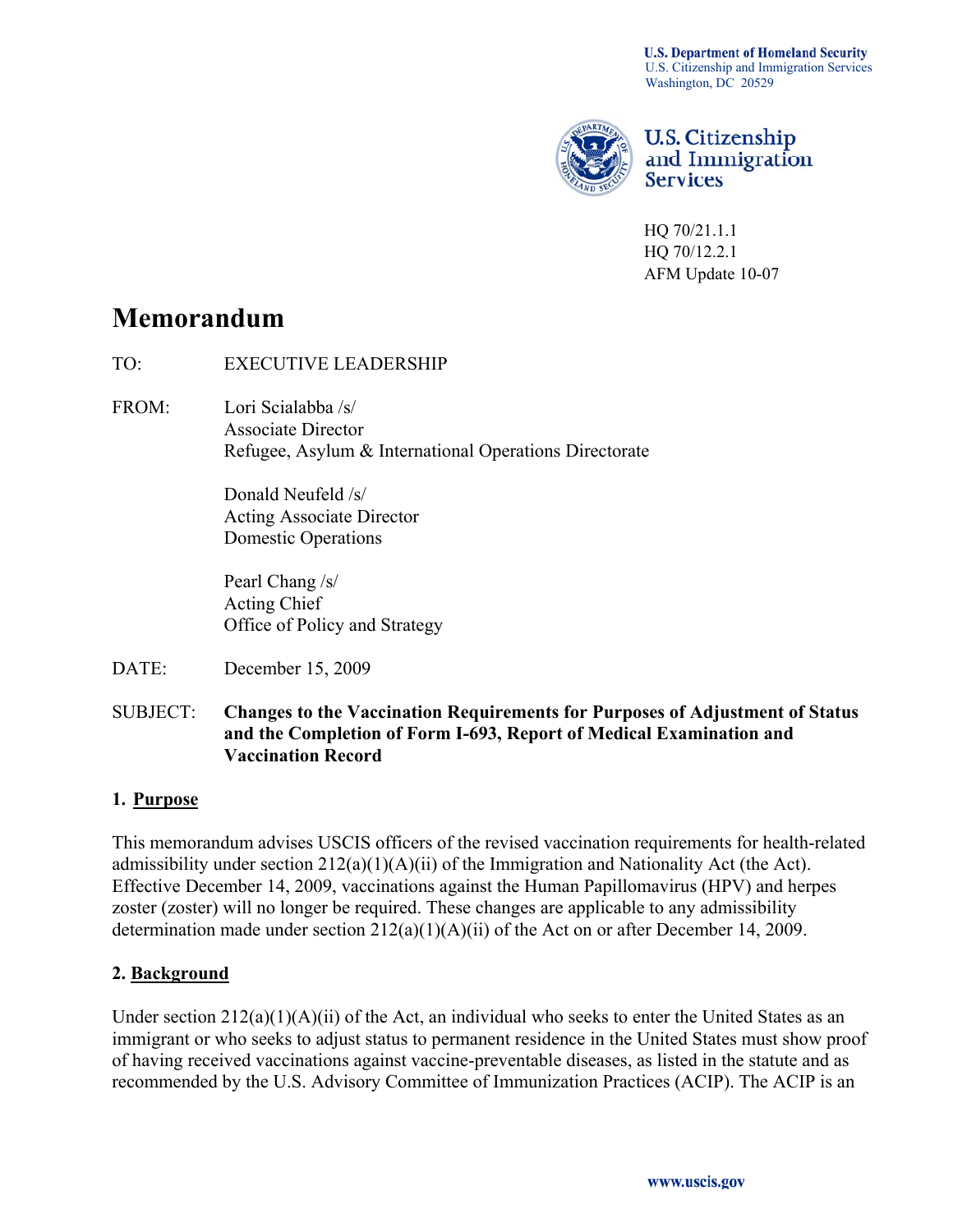U.S. Department of Homeland Security
U.S. Citizenship and Immigration Services
Washington, DC 20529

U.S. Citizenship and Immigration Services

HQ 70/21.1.1
HQ 70/12.2.1
AFM Update 10-07

# Memorandum

TO: EXECUTIVE LEADERSHIP

FROM: Lori Scialabba /s/
Associate Director
Refugee, Asylum & International Operations Directorate

Donald Neufeld /s/
Acting Associate Director
Domestic Operations

Pearl Chang /s/
Acting Chief
Office of Policy and Strategy

DATE: December 15, 2009

SUBJECT: **Changes to the Vaccination Requirements for Purposes of Adjustment of Status and the Completion of Form I-693, Report of Medical Examination and Vaccination Record**

## 1. Purpose

This memorandum advises USCIS officers of the revised vaccination requirements for health-related admissibility under section 212(a)(1)(A)(ii) of the Immigration and Nationality Act (the Act). Effective December 14, 2009, vaccinations against the Human Papillomavirus (HPV) and herpes zoster (zoster) will no longer be required. These changes are applicable to any admissibility determination made under section 212(a)(1)(A)(ii) of the Act on or after December 14, 2009.

## 2. Background

Under section 212(a)(1)(A)(ii) of the Act, an individual who seeks to enter the United States as an immigrant or who seeks to adjust status to permanent residence in the United States must show proof of having received vaccinations against vaccine-preventable diseases, as listed in the statute and as recommended by the U.S. Advisory Committee of Immunization Practices (ACIP). The ACIP is an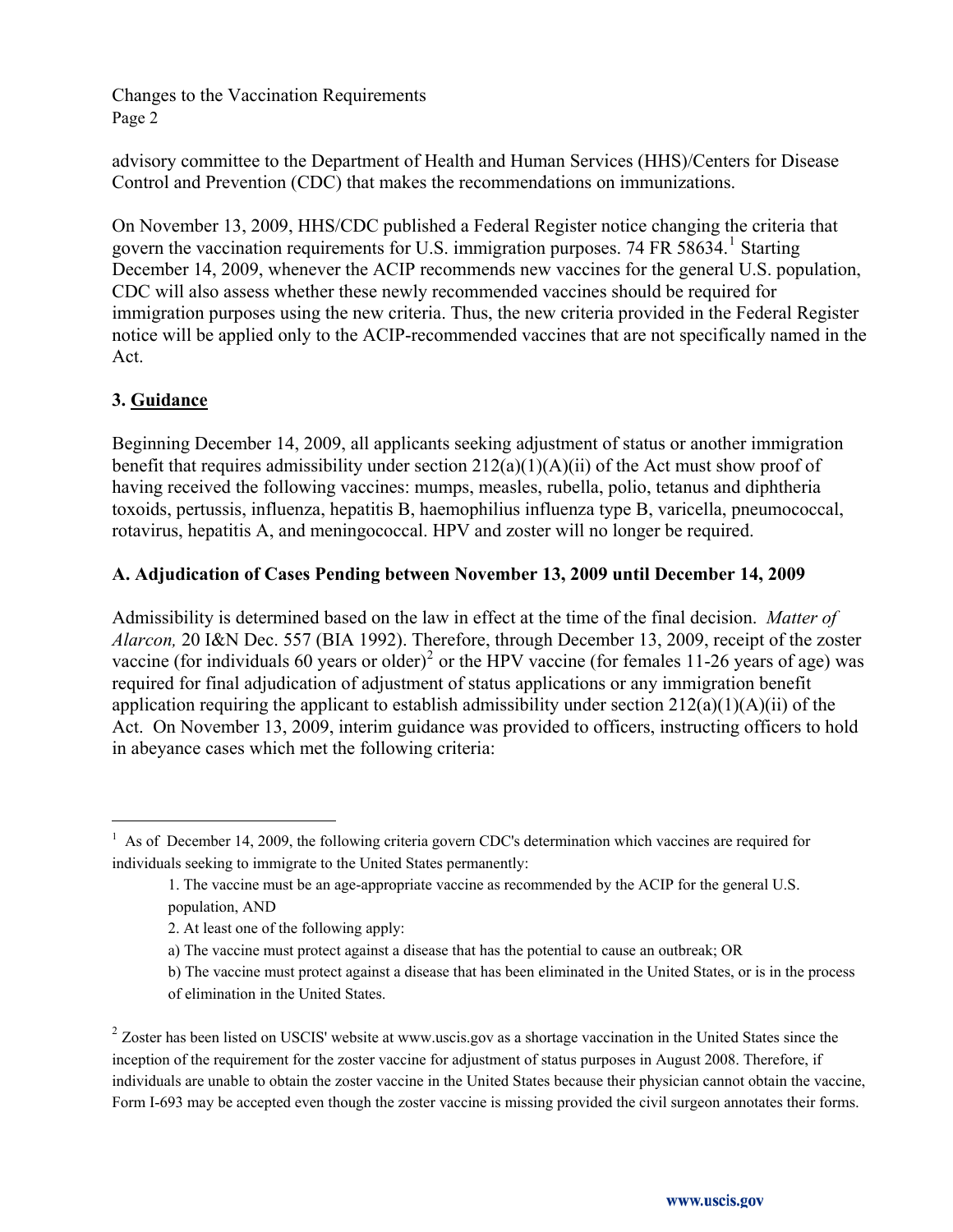advisory committee to the Department of Health and Human Services (HHS)/Centers for Disease Control and Prevention (CDC) that makes the recommendations on immunizations.

On November 13, 2009, HHS/CDC published a Federal Register notice changing the criteria that govern the vaccination requirements for U.S. immigration purposes. 74 FR 58634.[1] Starting December 14, 2009, whenever the ACIP recommends new vaccines for the general U.S. population, CDC will also assess whether these newly recommended vaccines should be required for immigration purposes using the new criteria. Thus, the new criteria provided in the Federal Register notice will be applied only to the ACIP-recommended vaccines that are not specifically named in the Act.

### 3. Guidance

Beginning December 14, 2009, all applicants seeking adjustment of status or another immigration benefit that requires admissibility under section 212(a)(1)(A)(ii) of the Act must show proof of having received the following vaccines: mumps, measles, rubella, polio, tetanus and diphtheria toxoids, pertussis, influenza, hepatitis B, haemophilius influenza type B, varicella, pneumococcal, rotavirus, hepatitis A, and meningococcal. HPV and zoster will no longer be required.

#### A. Adjudication of Cases Pending between November 13, 2009 until December 14, 2009

Admissibility is determined based on the law in effect at the time of the final decision. *Matter of Alarcon,* 20 I&N Dec. 557 (BIA 1992). Therefore, through December 13, 2009, receipt of the zoster vaccine (for individuals 60 years or older)[2] or the HPV vaccine (for females 11-26 years of age) was required for final adjudication of adjustment of status applications or any immigration benefit application requiring the applicant to establish admissibility under section 212(a)(1)(A)(ii) of the Act. On November 13, 2009, interim guidance was provided to officers, instructing officers to hold in abeyance cases which met the following criteria:

---

[1] As of December 14, 2009, the following criteria govern CDC's determination which vaccines are required for individuals seeking to immigrate to the United States permanently:

1. The vaccine must be an age-appropriate vaccine as recommended by the ACIP for the general U.S. population, AND
2. At least one of the following apply:

a) The vaccine must protect against a disease that has the potential to cause an outbreak; OR

b) The vaccine must protect against a disease that has been eliminated in the United States, or is in the process of elimination in the United States.

[2] Zoster has been listed on USCIS' website at www.uscis.gov as a shortage vaccination in the United States since the inception of the requirement for the zoster vaccine for adjustment of status purposes in August 2008. Therefore, if individuals are unable to obtain the zoster vaccine in the United States because their physician cannot obtain the vaccine, Form I-693 may be accepted even though the zoster vaccine is missing provided the civil surgeon annotates their forms.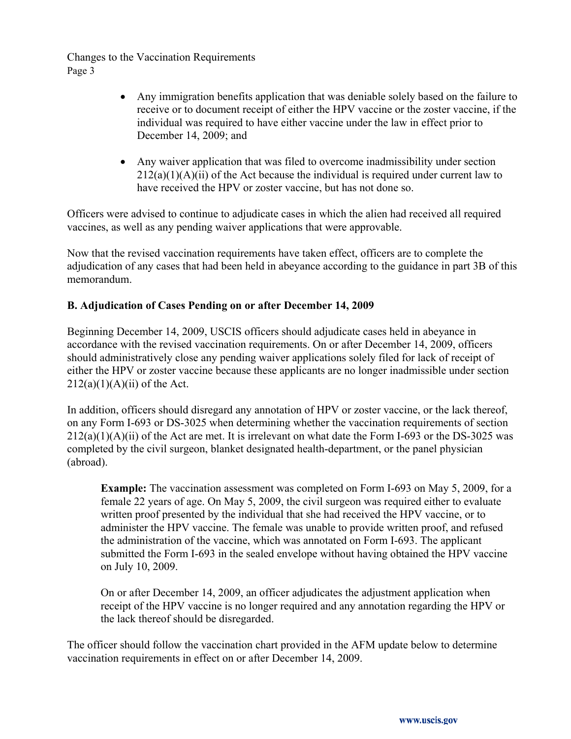- Any immigration benefits application that was deniable solely based on the failure to receive or to document receipt of either the HPV vaccine or the zoster vaccine, if the individual was required to have either vaccine under the law in effect prior to December 14, 2009; and

- Any waiver application that was filed to overcome inadmissibility under section 212(a)(1)(A)(ii) of the Act because the individual is required under current law to have received the HPV or zoster vaccine, but has not done so.

Officers were advised to continue to adjudicate cases in which the alien had received all required vaccines, as well as any pending waiver applications that were approvable.

Now that the revised vaccination requirements have taken effect, officers are to complete the adjudication of any cases that had been held in abeyance according to the guidance in part 3B of this memorandum.

**B. Adjudication of Cases Pending on or after December 14, 2009**

Beginning December 14, 2009, USCIS officers should adjudicate cases held in abeyance in accordance with the revised vaccination requirements. On or after December 14, 2009, officers should administratively close any pending waiver applications solely filed for lack of receipt of either the HPV or zoster vaccine because these applicants are no longer inadmissible under section 212(a)(1)(A)(ii) of the Act.

In addition, officers should disregard any annotation of HPV or zoster vaccine, or the lack thereof, on any Form I-693 or DS-3025 when determining whether the vaccination requirements of section 212(a)(1)(A)(ii) of the Act are met. It is irrelevant on what date the Form I-693 or the DS-3025 was completed by the civil surgeon, blanket designated health-department, or the panel physician (abroad).

> **Example:** The vaccination assessment was completed on Form I-693 on May 5, 2009, for a female 22 years of age. On May 5, 2009, the civil surgeon was required either to evaluate written proof presented by the individual that she had received the HPV vaccine, or to administer the HPV vaccine. The female was unable to provide written proof, and refused the administration of the vaccine, which was annotated on Form I-693. The applicant submitted the Form I-693 in the sealed envelope without having obtained the HPV vaccine on July 10, 2009.
>
> On or after December 14, 2009, an officer adjudicates the adjustment application when receipt of the HPV vaccine is no longer required and any annotation regarding the HPV or the lack thereof should be disregarded.

The officer should follow the vaccination chart provided in the AFM update below to determine vaccination requirements in effect on or after December 14, 2009.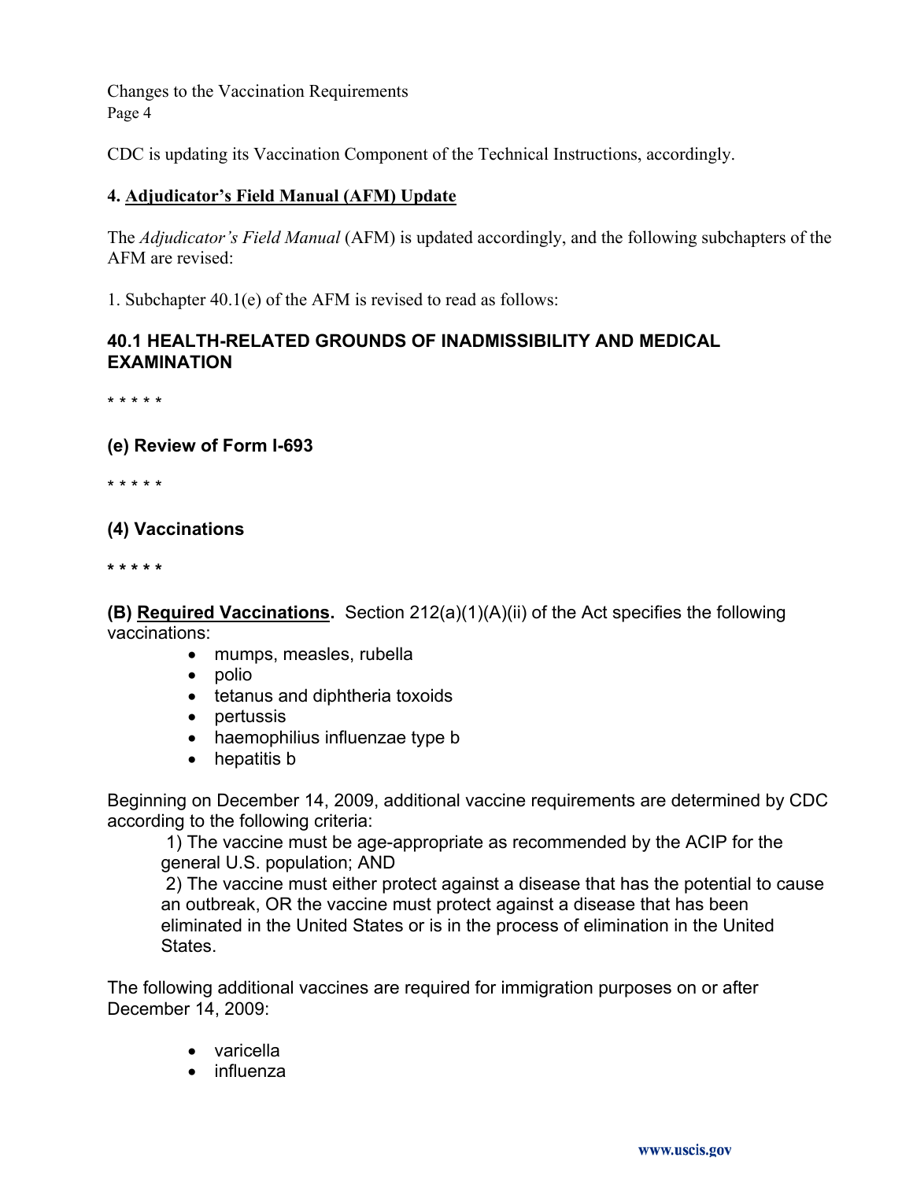CDC is updating its Vaccination Component of the Technical Instructions, accordingly.

**4. Adjudicator's Field Manual (AFM) Update**

The *Adjudicator's Field Manual* (AFM) is updated accordingly, and the following subchapters of the AFM are revised:

1. Subchapter 40.1(e) of the AFM is revised to read as follows:

### 40.1 HEALTH-RELATED GROUNDS OF INADMISSIBILITY AND MEDICAL EXAMINATION

\* \* \* \* \*

### (e) Review of Form I-693

\* \* \* \* \*

### (4) Vaccinations

\* \* \* \* \*

**(B) Required Vaccinations.** Section 212(a)(1)(A)(ii) of the Act specifies the following vaccinations:

- mumps, measles, rubella
- polio
- tetanus and diphtheria toxoids
- pertussis
- haemophilius influenzae type b
- hepatitis b

Beginning on December 14, 2009, additional vaccine requirements are determined by CDC according to the following criteria:

1) The vaccine must be age-appropriate as recommended by the ACIP for the general U.S. population; AND

2) The vaccine must either protect against a disease that has the potential to cause an outbreak, OR the vaccine must protect against a disease that has been eliminated in the United States or is in the process of elimination in the United States.

The following additional vaccines are required for immigration purposes on or after December 14, 2009:

- varicella
- influenza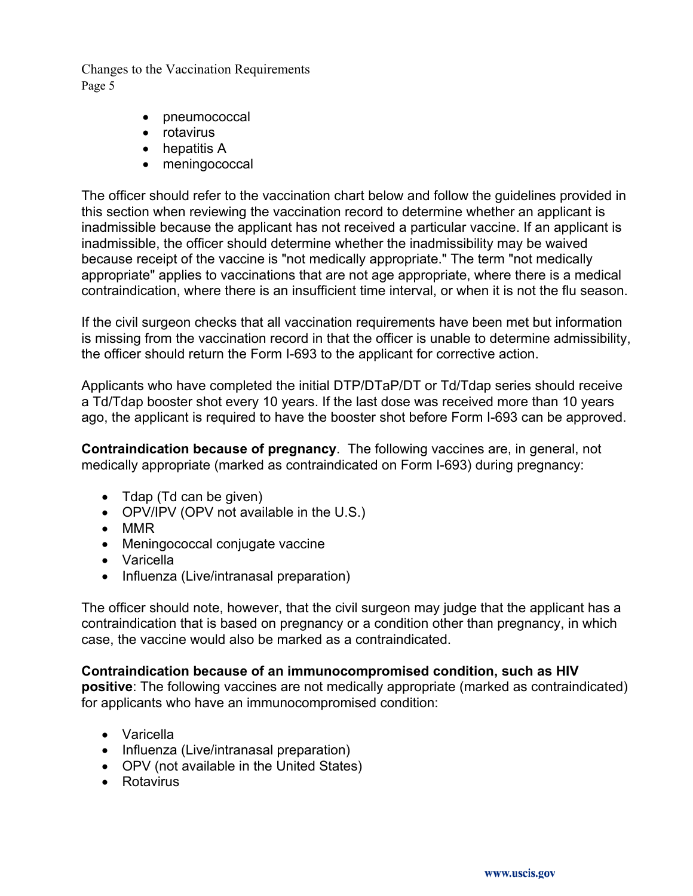- pneumococcal
- rotavirus
- hepatitis A
- meningococcal

The officer should refer to the vaccination chart below and follow the guidelines provided in this section when reviewing the vaccination record to determine whether an applicant is inadmissible because the applicant has not received a particular vaccine. If an applicant is inadmissible, the officer should determine whether the inadmissibility may be waived because receipt of the vaccine is "not medically appropriate." The term "not medically appropriate" applies to vaccinations that are not age appropriate, where there is a medical contraindication, where there is an insufficient time interval, or when it is not the flu season.

If the civil surgeon checks that all vaccination requirements have been met but information is missing from the vaccination record in that the officer is unable to determine admissibility, the officer should return the Form I-693 to the applicant for corrective action.

Applicants who have completed the initial DTP/DTaP/DT or Td/Tdap series should receive a Td/Tdap booster shot every 10 years. If the last dose was received more than 10 years ago, the applicant is required to have the booster shot before Form I-693 can be approved.

**Contraindication because of pregnancy**. The following vaccines are, in general, not medically appropriate (marked as contraindicated on Form I-693) during pregnancy:

- Tdap (Td can be given)
- OPV/IPV (OPV not available in the U.S.)
- MMR
- Meningococcal conjugate vaccine
- Varicella
- Influenza (Live/intranasal preparation)

The officer should note, however, that the civil surgeon may judge that the applicant has a contraindication that is based on pregnancy or a condition other than pregnancy, in which case, the vaccine would also be marked as a contraindicated.

**Contraindication because of an immunocompromised condition, such as HIV positive**: The following vaccines are not medically appropriate (marked as contraindicated) for applicants who have an immunocompromised condition:

- Varicella
- Influenza (Live/intranasal preparation)
- OPV (not available in the United States)
- Rotavirus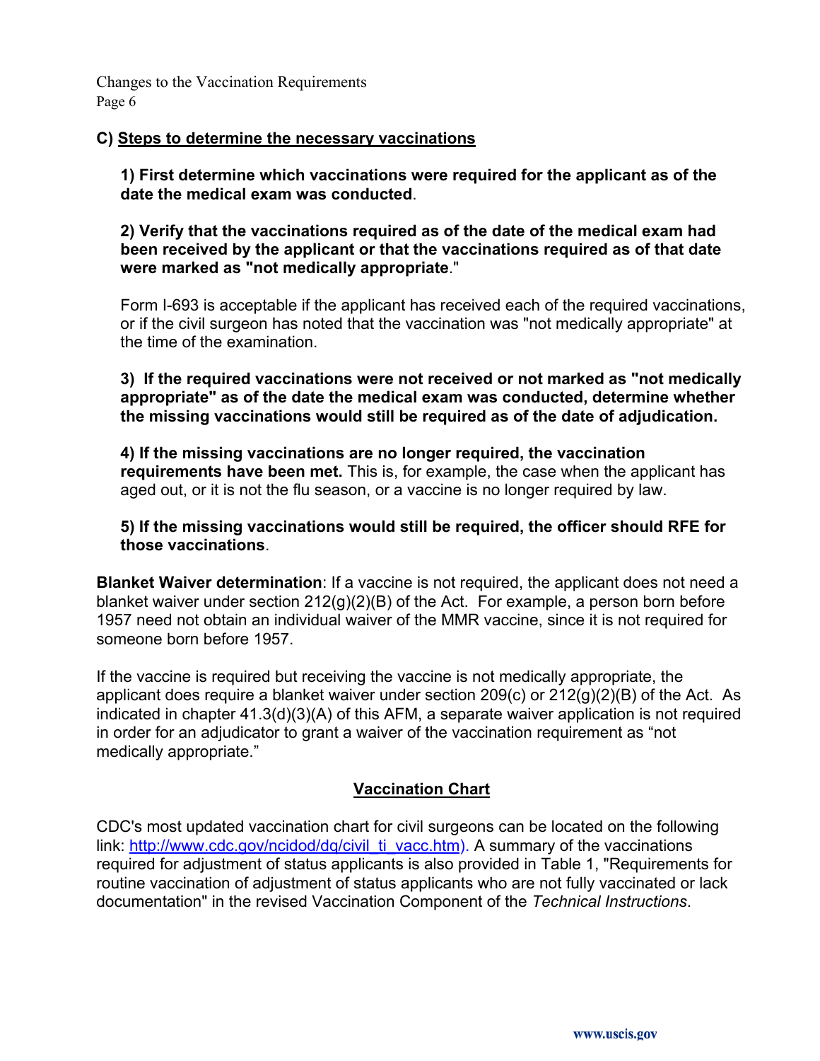### C) Steps to determine the necessary vaccinations

**1) First determine which vaccinations were required for the applicant as of the date the medical exam was conducted**.

**2) Verify that the vaccinations required as of the date of the medical exam had been received by the applicant or that the vaccinations required as of that date were marked as "not medically appropriate**."

Form I-693 is acceptable if the applicant has received each of the required vaccinations, or if the civil surgeon has noted that the vaccination was "not medically appropriate" at the time of the examination.

**3) If the required vaccinations were not received or not marked as "not medically appropriate" as of the date the medical exam was conducted, determine whether the missing vaccinations would still be required as of the date of adjudication.**

**4) If the missing vaccinations are no longer required, the vaccination requirements have been met.** This is, for example, the case when the applicant has aged out, or it is not the flu season, or a vaccine is no longer required by law.

**5) If the missing vaccinations would still be required, the officer should RFE for those vaccinations**.

**Blanket Waiver determination**: If a vaccine is not required, the applicant does not need a blanket waiver under section 212(g)(2)(B) of the Act. For example, a person born before 1957 need not obtain an individual waiver of the MMR vaccine, since it is not required for someone born before 1957.

If the vaccine is required but receiving the vaccine is not medically appropriate, the applicant does require a blanket waiver under section 209(c) or 212(g)(2)(B) of the Act. As indicated in chapter 41.3(d)(3)(A) of this AFM, a separate waiver application is not required in order for an adjudicator to grant a waiver of the vaccination requirement as "not medically appropriate."

## Vaccination Chart

CDC's most updated vaccination chart for civil surgeons can be located on the following link: http://www.cdc.gov/ncidod/dq/civil_ti_vacc.htm). A summary of the vaccinations required for adjustment of status applicants is also provided in Table 1, "Requirements for routine vaccination of adjustment of status applicants who are not fully vaccinated or lack documentation" in the revised Vaccination Component of the *Technical Instructions*.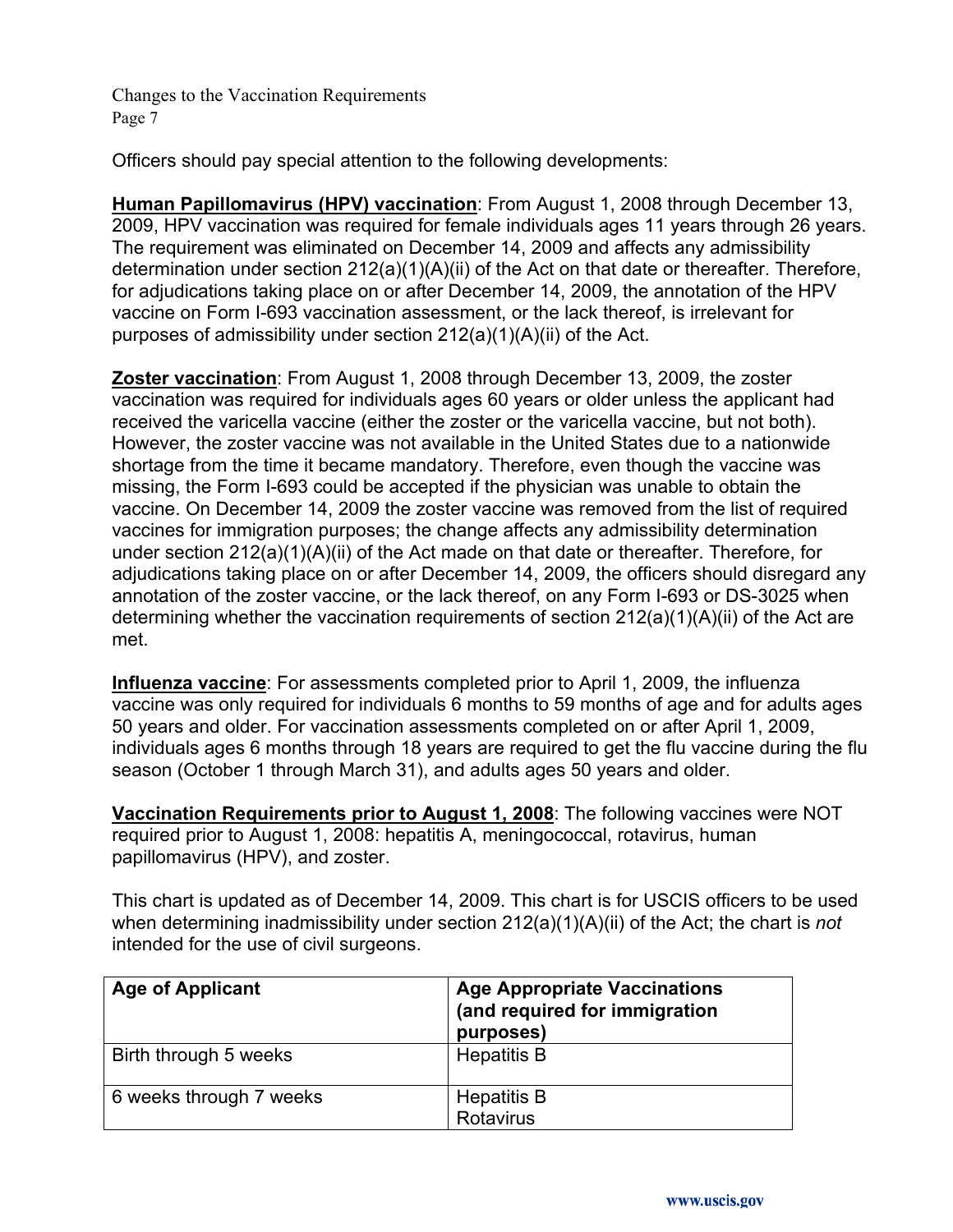Officers should pay special attention to the following developments:

**Human Papillomavirus (HPV) vaccination**: From August 1, 2008 through December 13, 2009, HPV vaccination was required for female individuals ages 11 years through 26 years. The requirement was eliminated on December 14, 2009 and affects any admissibility determination under section 212(a)(1)(A)(ii) of the Act on that date or thereafter. Therefore, for adjudications taking place on or after December 14, 2009, the annotation of the HPV vaccine on Form I-693 vaccination assessment, or the lack thereof, is irrelevant for purposes of admissibility under section 212(a)(1)(A)(ii) of the Act.

**Zoster vaccination**: From August 1, 2008 through December 13, 2009, the zoster vaccination was required for individuals ages 60 years or older unless the applicant had received the varicella vaccine (either the zoster or the varicella vaccine, but not both). However, the zoster vaccine was not available in the United States due to a nationwide shortage from the time it became mandatory. Therefore, even though the vaccine was missing, the Form I-693 could be accepted if the physician was unable to obtain the vaccine. On December 14, 2009 the zoster vaccine was removed from the list of required vaccines for immigration purposes; the change affects any admissibility determination under section 212(a)(1)(A)(ii) of the Act made on that date or thereafter. Therefore, for adjudications taking place on or after December 14, 2009, the officers should disregard any annotation of the zoster vaccine, or the lack thereof, on any Form I-693 or DS-3025 when determining whether the vaccination requirements of section 212(a)(1)(A)(ii) of the Act are met.

**Influenza vaccine**: For assessments completed prior to April 1, 2009, the influenza vaccine was only required for individuals 6 months to 59 months of age and for adults ages 50 years and older. For vaccination assessments completed on or after April 1, 2009, individuals ages 6 months through 18 years are required to get the flu vaccine during the flu season (October 1 through March 31), and adults ages 50 years and older.

**Vaccination Requirements prior to August 1, 2008**: The following vaccines were NOT required prior to August 1, 2008: hepatitis A, meningococcal, rotavirus, human papillomavirus (HPV), and zoster.

This chart is updated as of December 14, 2009. This chart is for USCIS officers to be used when determining inadmissibility under section 212(a)(1)(A)(ii) of the Act; the chart is *not* intended for the use of civil surgeons.

| Age of Applicant | Age Appropriate Vaccinations (and required for immigration purposes) |
|---|---|
| Birth through 5 weeks | Hepatitis B |
| 6 weeks through 7 weeks | Hepatitis B<br>Rotavirus |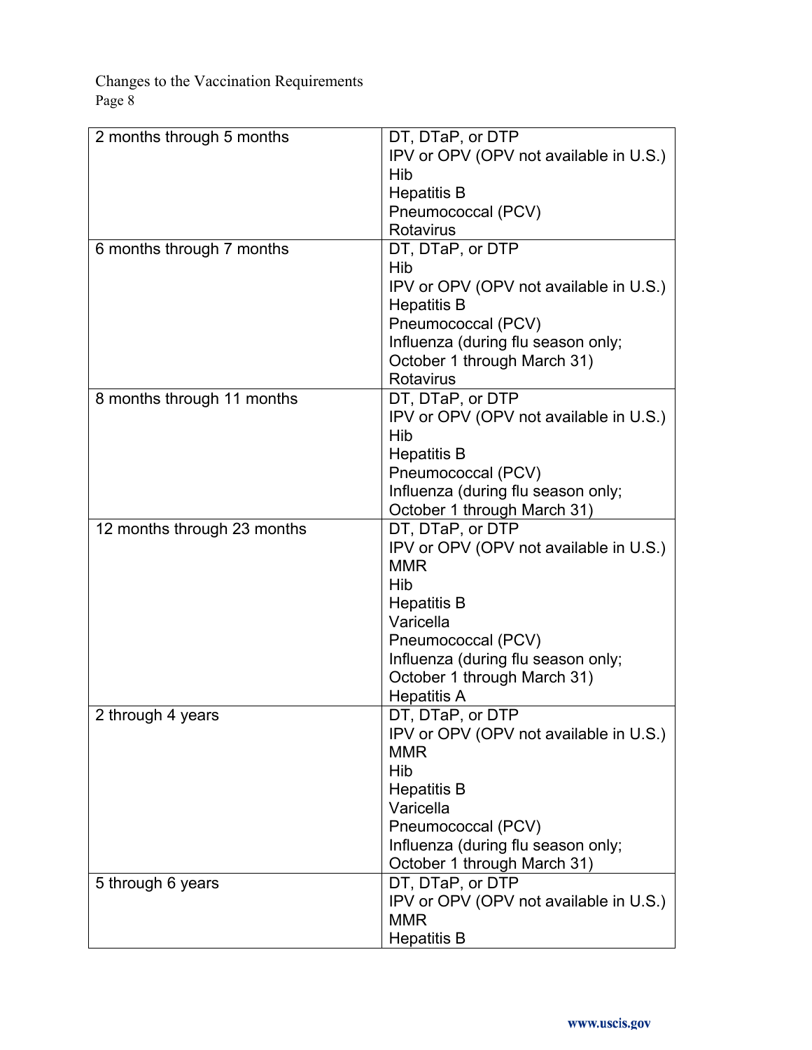| | |
|---|---|
| 2 months through 5 months | DT, DTaP, or DTP<br>IPV or OPV (OPV not available in U.S.)<br>Hib<br>Hepatitis B<br>Pneumococcal (PCV)<br>Rotavirus |
| 6 months through 7 months | DT, DTaP, or DTP<br>Hib<br>IPV or OPV (OPV not available in U.S.)<br>Hepatitis B<br>Pneumococcal (PCV)<br>Influenza (during flu season only; October 1 through March 31)<br>Rotavirus |
| 8 months through 11 months | DT, DTaP, or DTP<br>IPV or OPV (OPV not available in U.S.)<br>Hib<br>Hepatitis B<br>Pneumococcal (PCV)<br>Influenza (during flu season only; October 1 through March 31) |
| 12 months through 23 months | DT, DTaP, or DTP<br>IPV or OPV (OPV not available in U.S.)<br>MMR<br>Hib<br>Hepatitis B<br>Varicella<br>Pneumococcal (PCV)<br>Influenza (during flu season only; October 1 through March 31)<br>Hepatitis A |
| 2 through 4 years | DT, DTaP, or DTP<br>IPV or OPV (OPV not available in U.S.)<br>MMR<br>Hib<br>Hepatitis B<br>Varicella<br>Pneumococcal (PCV)<br>Influenza (during flu season only; October 1 through March 31) |
| 5 through 6 years | DT, DTaP, or DTP<br>IPV or OPV (OPV not available in U.S.)<br>MMR<br>Hepatitis B |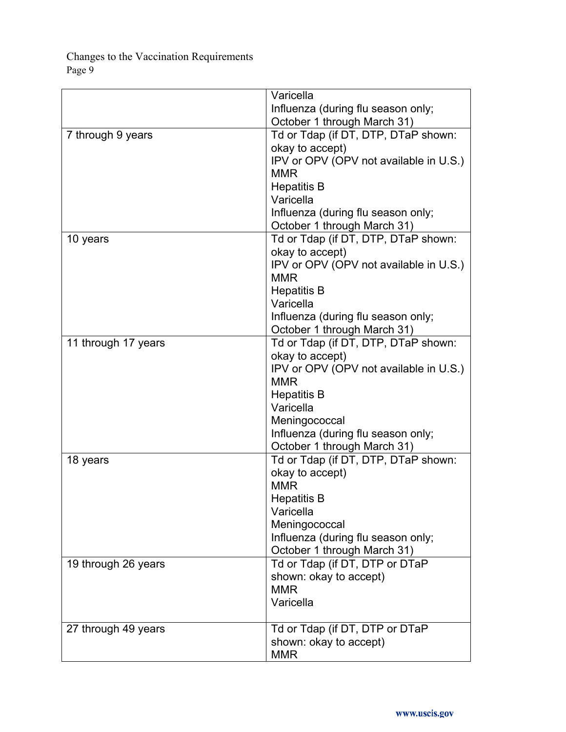| | |
|---|---|
| | Varicella<br>Influenza (during flu season only; October 1 through March 31) |
| 7 through 9 years | Td or Tdap (if DT, DTP, DTaP shown: okay to accept)<br>IPV or OPV (OPV not available in U.S.)<br>MMR<br>Hepatitis B<br>Varicella<br>Influenza (during flu season only; October 1 through March 31) |
| 10 years | Td or Tdap (if DT, DTP, DTaP shown: okay to accept)<br>IPV or OPV (OPV not available in U.S.)<br>MMR<br>Hepatitis B<br>Varicella<br>Influenza (during flu season only; October 1 through March 31) |
| 11 through 17 years | Td or Tdap (if DT, DTP, DTaP shown: okay to accept)<br>IPV or OPV (OPV not available in U.S.)<br>MMR<br>Hepatitis B<br>Varicella<br>Meningococcal<br>Influenza (during flu season only; October 1 through March 31) |
| 18 years | Td or Tdap (if DT, DTP, DTaP shown: okay to accept)<br>MMR<br>Hepatitis B<br>Varicella<br>Meningococcal<br>Influenza (during flu season only; October 1 through March 31) |
| 19 through 26 years | Td or Tdap (if DT, DTP or DTaP shown: okay to accept)<br>MMR<br>Varicella |
| 27 through 49 years | Td or Tdap (if DT, DTP or DTaP shown: okay to accept)<br>MMR |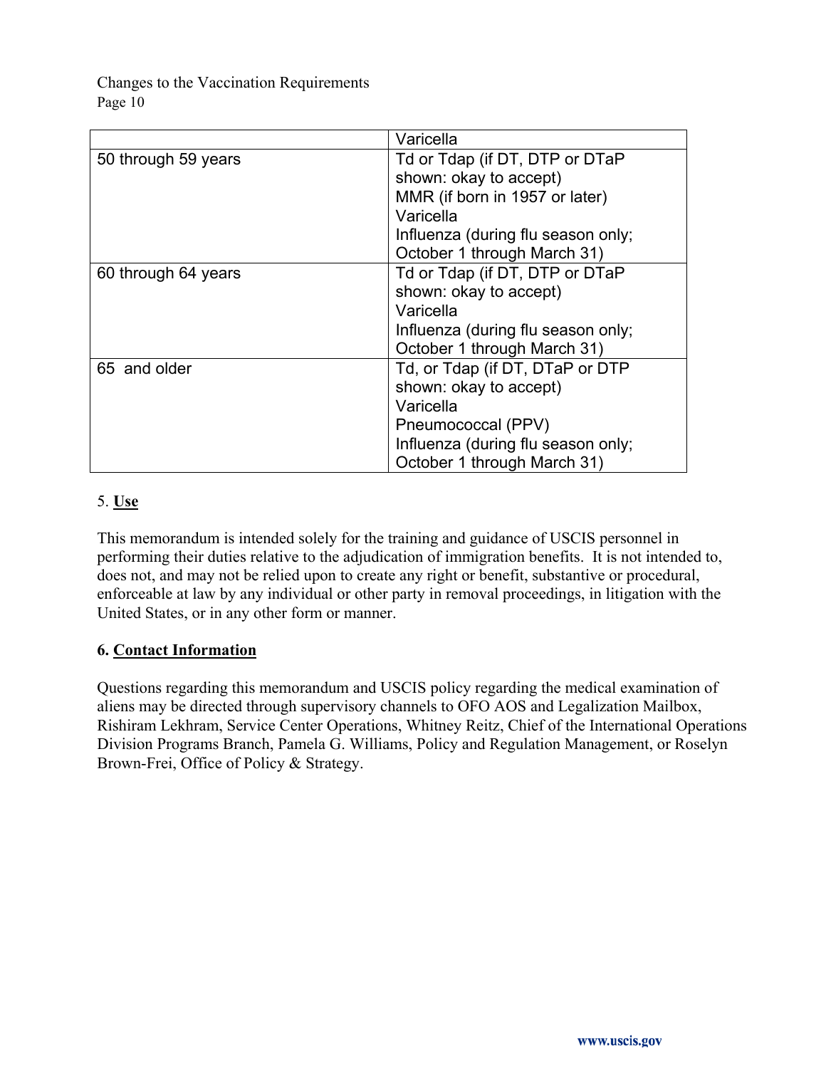| | |
|---|---|
| | Varicella |
| 50 through 59 years | Td or Tdap (if DT, DTP or DTaP shown: okay to accept)<br>MMR (if born in 1957 or later)<br>Varicella<br>Influenza (during flu season only; October 1 through March 31) |
| 60 through 64 years | Td or Tdap (if DT, DTP or DTaP shown: okay to accept)<br>Varicella<br>Influenza (during flu season only; October 1 through March 31) |
| 65 and older | Td, or Tdap (if DT, DTaP or DTP shown: okay to accept)<br>Varicella<br>Pneumococcal (PPV)<br>Influenza (during flu season only; October 1 through March 31) |

5. **Use**

This memorandum is intended solely for the training and guidance of USCIS personnel in performing their duties relative to the adjudication of immigration benefits. It is not intended to, does not, and may not be relied upon to create any right or benefit, substantive or procedural, enforceable at law by any individual or other party in removal proceedings, in litigation with the United States, or in any other form or manner.

**6. Contact Information**

Questions regarding this memorandum and USCIS policy regarding the medical examination of aliens may be directed through supervisory channels to OFO AOS and Legalization Mailbox, Rishiram Lekhram, Service Center Operations, Whitney Reitz, Chief of the International Operations Division Programs Branch, Pamela G. Williams, Policy and Regulation Management, or Roselyn Brown-Frei, Office of Policy & Strategy.